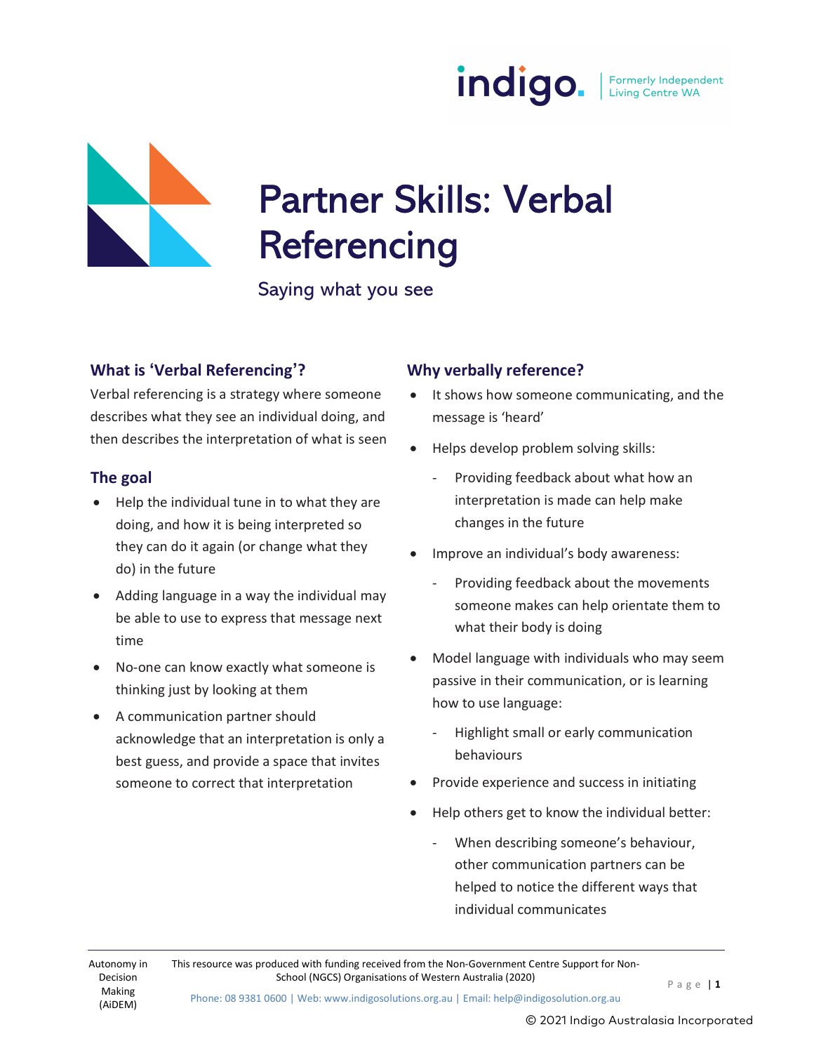# Partner Skills: Verbal Referencing

Saying what you see

## What is 'Verbal Referencing'?

Verbal referencing is a strategy where someone describes what they see an individual doing, and then describes the interpretation of what is seen

## The goal

- Help the individual tune in to what they are doing, and how it is being interpreted so they can do it again (or change what they do) in the future
- Adding language in a way the individual may be able to use to express that message next time
- No-one can know exactly what someone is thinking just by looking at them
- A communication partner should acknowledge that an interpretation is only a best guess, and provide a space that invites someone to correct that interpretation

## Why verbally reference?

- It shows how someone communicating, and the message is 'heard'
- Helps develop problem solving skills:
  - Providing feedback about what how an interpretation is made can help make changes in the future
- Improve an individual's body awareness:
  - Providing feedback about the movements someone makes can help orientate them to what their body is doing
- Model language with individuals who may seem passive in their communication, or is learning how to use language:
  - Highlight small or early communication behaviours
- Provide experience and success in initiating
- Help others get to know the individual better:
  - When describing someone's behaviour, other communication partners can be helped to notice the different ways that individual communicates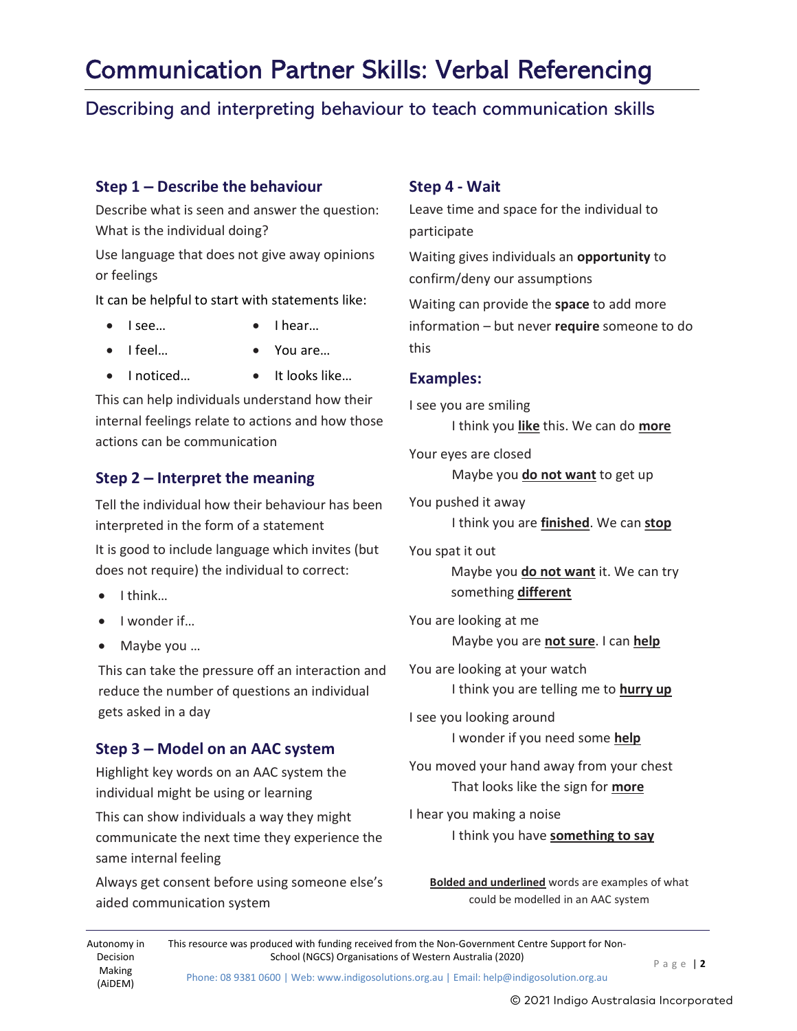// Communication Partner Skills: Verbal Referencing

## Describing and interpreting behaviour to teach communication skills

### Step 1 – Describe the behaviour

Describe what is seen and answer the question: What is the individual doing?

Use language that does not give away opinions or feelings

It can be helpful to start with statements like:

- I see…
- I hear…
- I feel…
- You are…
- I noticed…
- It looks like…

This can help individuals understand how their internal feelings relate to actions and how those actions can be communication

### Step 2 – Interpret the meaning

Tell the individual how their behaviour has been interpreted in the form of a statement

It is good to include language which invites (but does not require) the individual to correct:

- I think…
- I wonder if…
- Maybe you …

This can take the pressure off an interaction and reduce the number of questions an individual gets asked in a day

### Step 3 – Model on an AAC system

Highlight key words on an AAC system the individual might be using or learning

This can show individuals a way they might communicate the next time they experience the same internal feeling

Always get consent before using someone else's aided communication system

### Step 4 - Wait

Leave time and space for the individual to participate

Waiting gives individuals an **opportunity** to confirm/deny our assumptions

Waiting can provide the **space** to add more information – but never **require** someone to do this

### Examples:

I see you are smiling
  I think you **<u>like</u>** this. We can do **<u>more</u>**

Your eyes are closed
  Maybe you **<u>do not want</u>** to get up

You pushed it away
  I think you are **<u>finished</u>**. We can **<u>stop</u>**

You spat it out
  Maybe you **<u>do not want</u>** it. We can try something **<u>different</u>**

You are looking at me
  Maybe you are **<u>not sure</u>**. I can **<u>help</u>**

You are looking at your watch
  I think you are telling me to **<u>hurry up</u>**

I see you looking around
  I wonder if you need some **<u>help</u>**

You moved your hand away from your chest
  That looks like the sign for **<u>more</u>**

I hear you making a noise
  I think you have **<u>something to say</u>**

**<u>Bolded and underlined</u>** words are examples of what could be modelled in an AAC system

Autonomy in Decision Making (AiDEM)

This resource was produced with funding received from the Non-Government Centre Support for Non-School (NGCS) Organisations of Western Australia (2020)

Phone: 08 9381 0600 | Web: www.indigosolutions.org.au | Email: help@indigosolution.org.au

© 2021 Indigo Australasia Incorporated